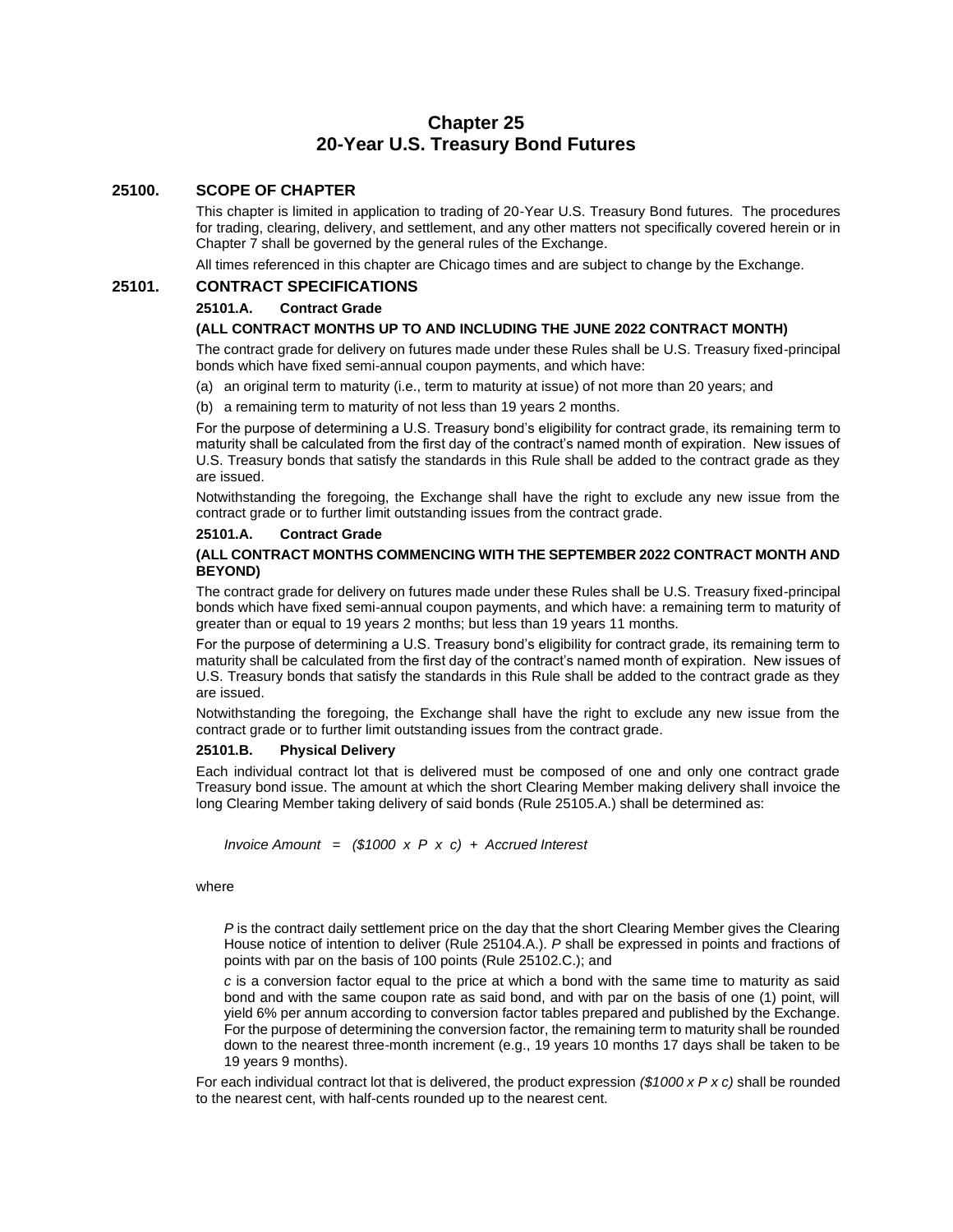# Chapter 25
# 20-Year U.S. Treasury Bond Futures

## 25100. SCOPE OF CHAPTER

This chapter is limited in application to trading of 20-Year U.S. Treasury Bond futures. The procedures for trading, clearing, delivery, and settlement, and any other matters not specifically covered herein or in Chapter 7 shall be governed by the general rules of the Exchange.

All times referenced in this chapter are Chicago times and are subject to change by the Exchange.

## 25101. CONTRACT SPECIFICATIONS

### 25101.A. Contract Grade

**(ALL CONTRACT MONTHS UP TO AND INCLUDING THE JUNE 2022 CONTRACT MONTH)**

The contract grade for delivery on futures made under these Rules shall be U.S. Treasury fixed-principal bonds which have fixed semi-annual coupon payments, and which have:

(a) an original term to maturity (i.e., term to maturity at issue) of not more than 20 years; and

(b) a remaining term to maturity of not less than 19 years 2 months.

For the purpose of determining a U.S. Treasury bond's eligibility for contract grade, its remaining term to maturity shall be calculated from the first day of the contract's named month of expiration. New issues of U.S. Treasury bonds that satisfy the standards in this Rule shall be added to the contract grade as they are issued.

Notwithstanding the foregoing, the Exchange shall have the right to exclude any new issue from the contract grade or to further limit outstanding issues from the contract grade.

### 25101.A. Contract Grade

**(ALL CONTRACT MONTHS COMMENCING WITH THE SEPTEMBER 2022 CONTRACT MONTH AND BEYOND)**

The contract grade for delivery on futures made under these Rules shall be U.S. Treasury fixed-principal bonds which have fixed semi-annual coupon payments, and which have: a remaining term to maturity of greater than or equal to 19 years 2 months; but less than 19 years 11 months.

For the purpose of determining a U.S. Treasury bond's eligibility for contract grade, its remaining term to maturity shall be calculated from the first day of the contract's named month of expiration. New issues of U.S. Treasury bonds that satisfy the standards in this Rule shall be added to the contract grade as they are issued.

Notwithstanding the foregoing, the Exchange shall have the right to exclude any new issue from the contract grade or to further limit outstanding issues from the contract grade.

### 25101.B. Physical Delivery

Each individual contract lot that is delivered must be composed of one and only one contract grade Treasury bond issue. The amount at which the short Clearing Member making delivery shall invoice the long Clearing Member taking delivery of said bonds (Rule 25105.A.) shall be determined as:

*Invoice Amount = (\$1000 x P x c) + Accrued Interest*

where

*P* is the contract daily settlement price on the day that the short Clearing Member gives the Clearing House notice of intention to deliver (Rule 25104.A.). *P* shall be expressed in points and fractions of points with par on the basis of 100 points (Rule 25102.C.); and

*c* is a conversion factor equal to the price at which a bond with the same time to maturity as said bond and with the same coupon rate as said bond, and with par on the basis of one (1) point, will yield 6% per annum according to conversion factor tables prepared and published by the Exchange. For the purpose of determining the conversion factor, the remaining term to maturity shall be rounded down to the nearest three-month increment (e.g., 19 years 10 months 17 days shall be taken to be 19 years 9 months).

For each individual contract lot that is delivered, the product expression *(\$1000 x P x c)* shall be rounded to the nearest cent, with half-cents rounded up to the nearest cent.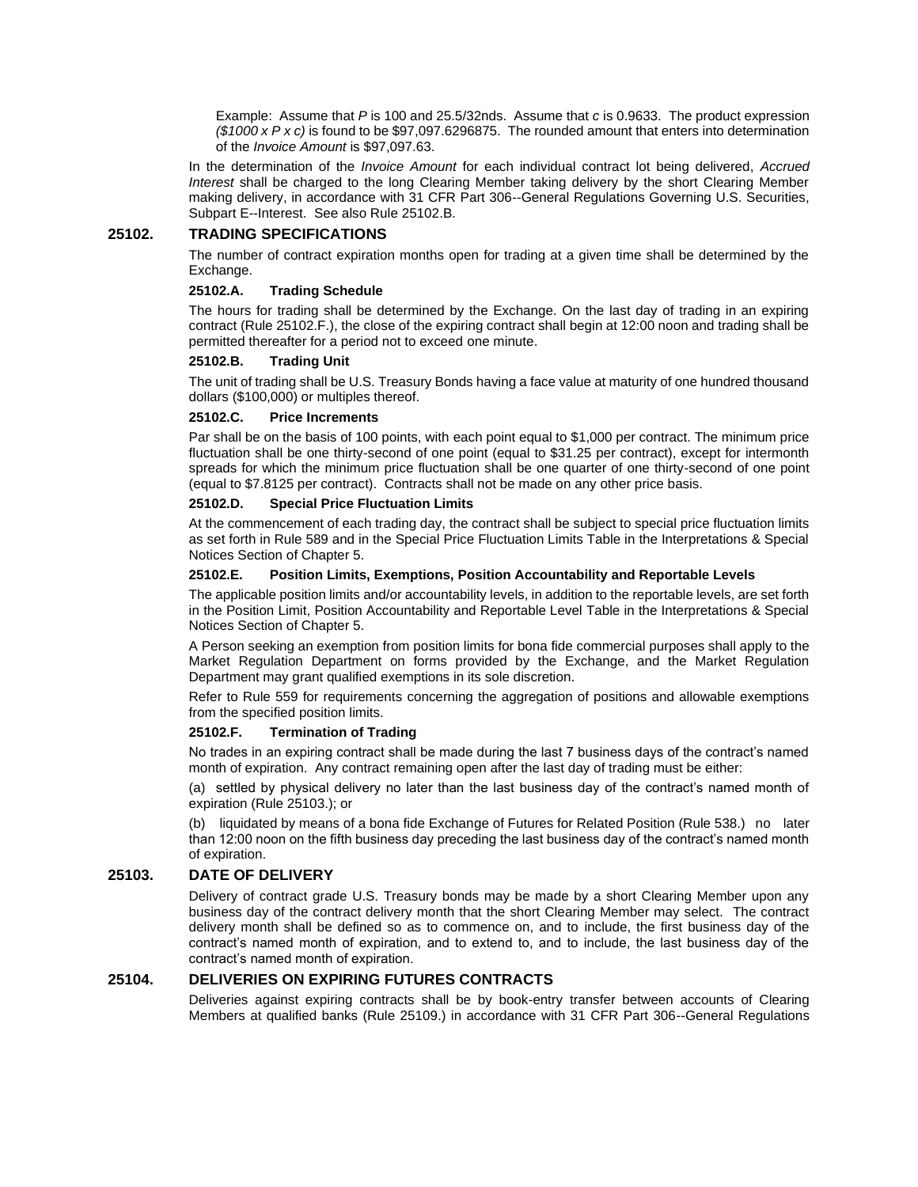Example: Assume that $P$ is 100 and 25.5/32nds. Assume that $c$ is 0.9633. The product expression $(\$1000 \times P \times c)$ is found to be \$97,097.6296875. The rounded amount that enters into determination of the *Invoice Amount* is \$97,097.63.

In the determination of the *Invoice Amount* for each individual contract lot being delivered, *Accrued Interest* shall be charged to the long Clearing Member taking delivery by the short Clearing Member making delivery, in accordance with 31 CFR Part 306--General Regulations Governing U.S. Securities, Subpart E--Interest. See also Rule 25102.B.

## 25102. TRADING SPECIFICATIONS

The number of contract expiration months open for trading at a given time shall be determined by the Exchange.

### 25102.A. Trading Schedule

The hours for trading shall be determined by the Exchange. On the last day of trading in an expiring contract (Rule 25102.F.), the close of the expiring contract shall begin at 12:00 noon and trading shall be permitted thereafter for a period not to exceed one minute.

### 25102.B. Trading Unit

The unit of trading shall be U.S. Treasury Bonds having a face value at maturity of one hundred thousand dollars (\$100,000) or multiples thereof.

### 25102.C. Price Increments

Par shall be on the basis of 100 points, with each point equal to \$1,000 per contract. The minimum price fluctuation shall be one thirty-second of one point (equal to \$31.25 per contract), except for intermonth spreads for which the minimum price fluctuation shall be one quarter of one thirty-second of one point (equal to \$7.8125 per contract). Contracts shall not be made on any other price basis.

### 25102.D. Special Price Fluctuation Limits

At the commencement of each trading day, the contract shall be subject to special price fluctuation limits as set forth in Rule 589 and in the Special Price Fluctuation Limits Table in the Interpretations & Special Notices Section of Chapter 5.

### 25102.E. Position Limits, Exemptions, Position Accountability and Reportable Levels

The applicable position limits and/or accountability levels, in addition to the reportable levels, are set forth in the Position Limit, Position Accountability and Reportable Level Table in the Interpretations & Special Notices Section of Chapter 5.

A Person seeking an exemption from position limits for bona fide commercial purposes shall apply to the Market Regulation Department on forms provided by the Exchange, and the Market Regulation Department may grant qualified exemptions in its sole discretion.

Refer to Rule 559 for requirements concerning the aggregation of positions and allowable exemptions from the specified position limits.

### 25102.F. Termination of Trading

No trades in an expiring contract shall be made during the last 7 business days of the contract's named month of expiration. Any contract remaining open after the last day of trading must be either:

(a) settled by physical delivery no later than the last business day of the contract's named month of expiration (Rule 25103.); or

(b) liquidated by means of a bona fide Exchange of Futures for Related Position (Rule 538.) no later than 12:00 noon on the fifth business day preceding the last business day of the contract's named month of expiration.

## 25103. DATE OF DELIVERY

Delivery of contract grade U.S. Treasury bonds may be made by a short Clearing Member upon any business day of the contract delivery month that the short Clearing Member may select. The contract delivery month shall be defined so as to commence on, and to include, the first business day of the contract's named month of expiration, and to extend to, and to include, the last business day of the contract's named month of expiration.

## 25104. DELIVERIES ON EXPIRING FUTURES CONTRACTS

Deliveries against expiring contracts shall be by book-entry transfer between accounts of Clearing Members at qualified banks (Rule 25109.) in accordance with 31 CFR Part 306--General Regulations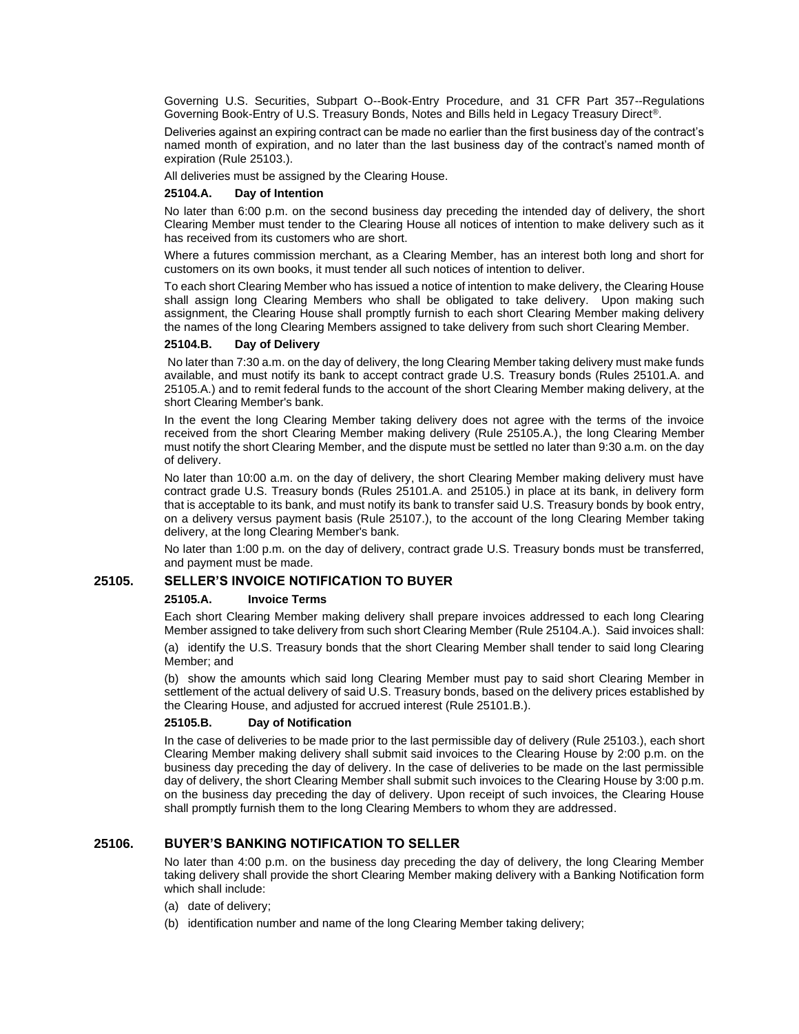Governing U.S. Securities, Subpart O--Book-Entry Procedure, and 31 CFR Part 357--Regulations Governing Book-Entry of U.S. Treasury Bonds, Notes and Bills held in Legacy Treasury Direct®.

Deliveries against an expiring contract can be made no earlier than the first business day of the contract's named month of expiration, and no later than the last business day of the contract's named month of expiration (Rule 25103.).

All deliveries must be assigned by the Clearing House.

#### 25104.A. Day of Intention

No later than 6:00 p.m. on the second business day preceding the intended day of delivery, the short Clearing Member must tender to the Clearing House all notices of intention to make delivery such as it has received from its customers who are short.

Where a futures commission merchant, as a Clearing Member, has an interest both long and short for customers on its own books, it must tender all such notices of intention to deliver.

To each short Clearing Member who has issued a notice of intention to make delivery, the Clearing House shall assign long Clearing Members who shall be obligated to take delivery. Upon making such assignment, the Clearing House shall promptly furnish to each short Clearing Member making delivery the names of the long Clearing Members assigned to take delivery from such short Clearing Member.

#### 25104.B. Day of Delivery

No later than 7:30 a.m. on the day of delivery, the long Clearing Member taking delivery must make funds available, and must notify its bank to accept contract grade U.S. Treasury bonds (Rules 25101.A. and 25105.A.) and to remit federal funds to the account of the short Clearing Member making delivery, at the short Clearing Member's bank.

In the event the long Clearing Member taking delivery does not agree with the terms of the invoice received from the short Clearing Member making delivery (Rule 25105.A.), the long Clearing Member must notify the short Clearing Member, and the dispute must be settled no later than 9:30 a.m. on the day of delivery.

No later than 10:00 a.m. on the day of delivery, the short Clearing Member making delivery must have contract grade U.S. Treasury bonds (Rules 25101.A. and 25105.) in place at its bank, in delivery form that is acceptable to its bank, and must notify its bank to transfer said U.S. Treasury bonds by book entry, on a delivery versus payment basis (Rule 25107.), to the account of the long Clearing Member taking delivery, at the long Clearing Member's bank.

No later than 1:00 p.m. on the day of delivery, contract grade U.S. Treasury bonds must be transferred, and payment must be made.

### 25105. SELLER'S INVOICE NOTIFICATION TO BUYER

#### 25105.A. Invoice Terms

Each short Clearing Member making delivery shall prepare invoices addressed to each long Clearing Member assigned to take delivery from such short Clearing Member (Rule 25104.A.). Said invoices shall:

(a) identify the U.S. Treasury bonds that the short Clearing Member shall tender to said long Clearing Member; and

(b) show the amounts which said long Clearing Member must pay to said short Clearing Member in settlement of the actual delivery of said U.S. Treasury bonds, based on the delivery prices established by the Clearing House, and adjusted for accrued interest (Rule 25101.B.).

#### 25105.B. Day of Notification

In the case of deliveries to be made prior to the last permissible day of delivery (Rule 25103.), each short Clearing Member making delivery shall submit said invoices to the Clearing House by 2:00 p.m. on the business day preceding the day of delivery. In the case of deliveries to be made on the last permissible day of delivery, the short Clearing Member shall submit such invoices to the Clearing House by 3:00 p.m. on the business day preceding the day of delivery. Upon receipt of such invoices, the Clearing House shall promptly furnish them to the long Clearing Members to whom they are addressed.

### 25106. BUYER'S BANKING NOTIFICATION TO SELLER

No later than 4:00 p.m. on the business day preceding the day of delivery, the long Clearing Member taking delivery shall provide the short Clearing Member making delivery with a Banking Notification form which shall include:

(a) date of delivery;

(b) identification number and name of the long Clearing Member taking delivery;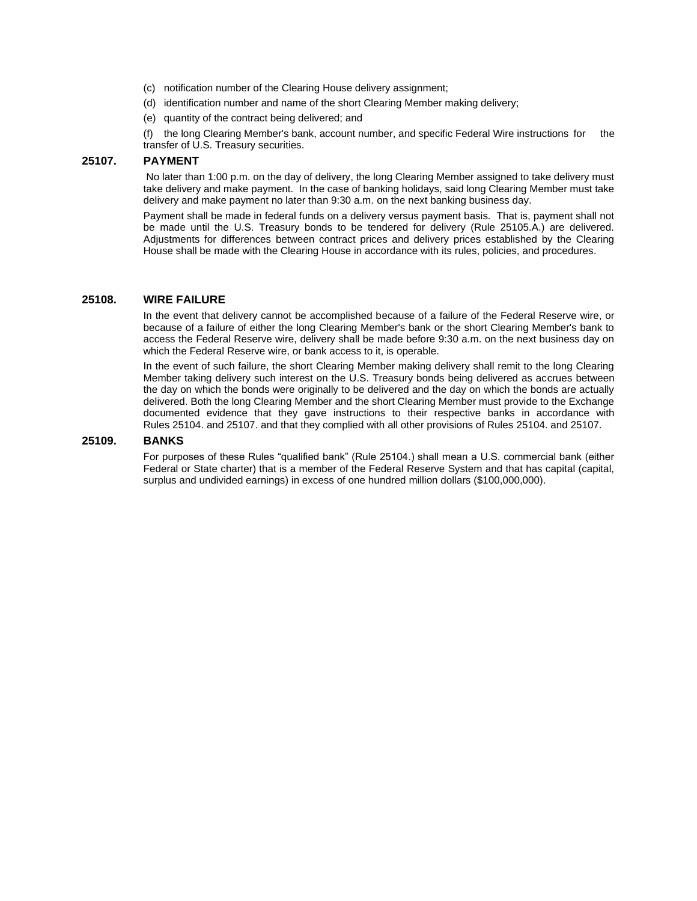(c) notification number of the Clearing House delivery assignment;

(d) identification number and name of the short Clearing Member making delivery;

(e) quantity of the contract being delivered; and

(f) the long Clearing Member's bank, account number, and specific Federal Wire instructions for the transfer of U.S. Treasury securities.

## 25107. PAYMENT

No later than 1:00 p.m. on the day of delivery, the long Clearing Member assigned to take delivery must take delivery and make payment. In the case of banking holidays, said long Clearing Member must take delivery and make payment no later than 9:30 a.m. on the next banking business day.

Payment shall be made in federal funds on a delivery versus payment basis. That is, payment shall not be made until the U.S. Treasury bonds to be tendered for delivery (Rule 25105.A.) are delivered. Adjustments for differences between contract prices and delivery prices established by the Clearing House shall be made with the Clearing House in accordance with its rules, policies, and procedures.

## 25108. WIRE FAILURE

In the event that delivery cannot be accomplished because of a failure of the Federal Reserve wire, or because of a failure of either the long Clearing Member's bank or the short Clearing Member's bank to access the Federal Reserve wire, delivery shall be made before 9:30 a.m. on the next business day on which the Federal Reserve wire, or bank access to it, is operable.

In the event of such failure, the short Clearing Member making delivery shall remit to the long Clearing Member taking delivery such interest on the U.S. Treasury bonds being delivered as accrues between the day on which the bonds were originally to be delivered and the day on which the bonds are actually delivered. Both the long Clearing Member and the short Clearing Member must provide to the Exchange documented evidence that they gave instructions to their respective banks in accordance with Rules 25104. and 25107. and that they complied with all other provisions of Rules 25104. and 25107.

## 25109. BANKS

For purposes of these Rules "qualified bank" (Rule 25104.) shall mean a U.S. commercial bank (either Federal or State charter) that is a member of the Federal Reserve System and that has capital (capital, surplus and undivided earnings) in excess of one hundred million dollars ($100,000,000).